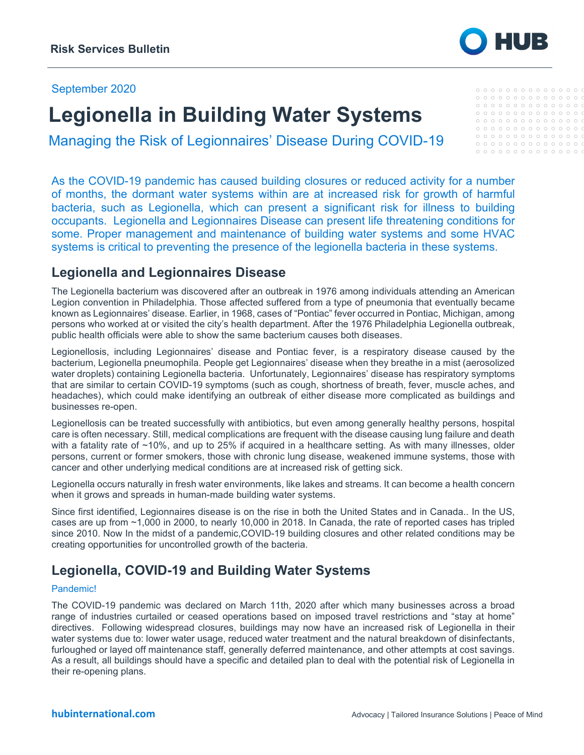Risk Services Bulletin

September 2020

# Legionella in Building Water Systems

## Managing the Risk of Legionnaires' Disease During COVID-19

As the COVID-19 pandemic has caused building closures or reduced activity for a number of months, the dormant water systems within are at increased risk for growth of harmful bacteria, such as Legionella, which can present a significant risk for illness to building occupants. Legionella and Legionnaires Disease can present life threatening conditions for some. Proper management and maintenance of building water systems and some HVAC systems is critical to preventing the presence of the legionella bacteria in these systems.

## Legionella and Legionnaires Disease

The Legionella bacterium was discovered after an outbreak in 1976 among individuals attending an American Legion convention in Philadelphia. Those affected suffered from a type of pneumonia that eventually became known as Legionnaires' disease. Earlier, in 1968, cases of "Pontiac" fever occurred in Pontiac, Michigan, among persons who worked at or visited the city's health department. After the 1976 Philadelphia Legionella outbreak, public health officials were able to show the same bacterium causes both diseases.

Legionellosis, including Legionnaires' disease and Pontiac fever, is a respiratory disease caused by the bacterium, Legionella pneumophila. People get Legionnaires' disease when they breathe in a mist (aerosolized water droplets) containing Legionella bacteria. Unfortunately, Legionnaires' disease has respiratory symptoms that are similar to certain COVID-19 symptoms (such as cough, shortness of breath, fever, muscle aches, and headaches), which could make identifying an outbreak of either disease more complicated as buildings and businesses re-open.

Legionellosis can be treated successfully with antibiotics, but even among generally healthy persons, hospital care is often necessary. Still, medical complications are frequent with the disease causing lung failure and death with a fatality rate of ~10%, and up to 25% if acquired in a healthcare setting. As with many illnesses, older persons, current or former smokers, those with chronic lung disease, weakened immune systems, those with cancer and other underlying medical conditions are at increased risk of getting sick.

Legionella occurs naturally in fresh water environments, like lakes and streams. It can become a health concern when it grows and spreads in human-made building water systems.

Since first identified, Legionnaires disease is on the rise in both the United States and in Canada.. In the US, cases are up from ~1,000 in 2000, to nearly 10,000 in 2018. In Canada, the rate of reported cases has tripled since 2010. Now In the midst of a pandemic,COVID-19 building closures and other related conditions may be creating opportunities for uncontrolled growth of the bacteria.

## Legionella, COVID-19 and Building Water Systems

### Pandemic!

The COVID-19 pandemic was declared on March 11th, 2020 after which many businesses across a broad range of industries curtailed or ceased operations based on imposed travel restrictions and "stay at home" directives. Following widespread closures, buildings may now have an increased risk of Legionella in their water systems due to: lower water usage, reduced water treatment and the natural breakdown of disinfectants, furloughed or layed off maintenance staff, generally deferred maintenance, and other attempts at cost savings. As a result, all buildings should have a specific and detailed plan to deal with the potential risk of Legionella in their re-opening plans.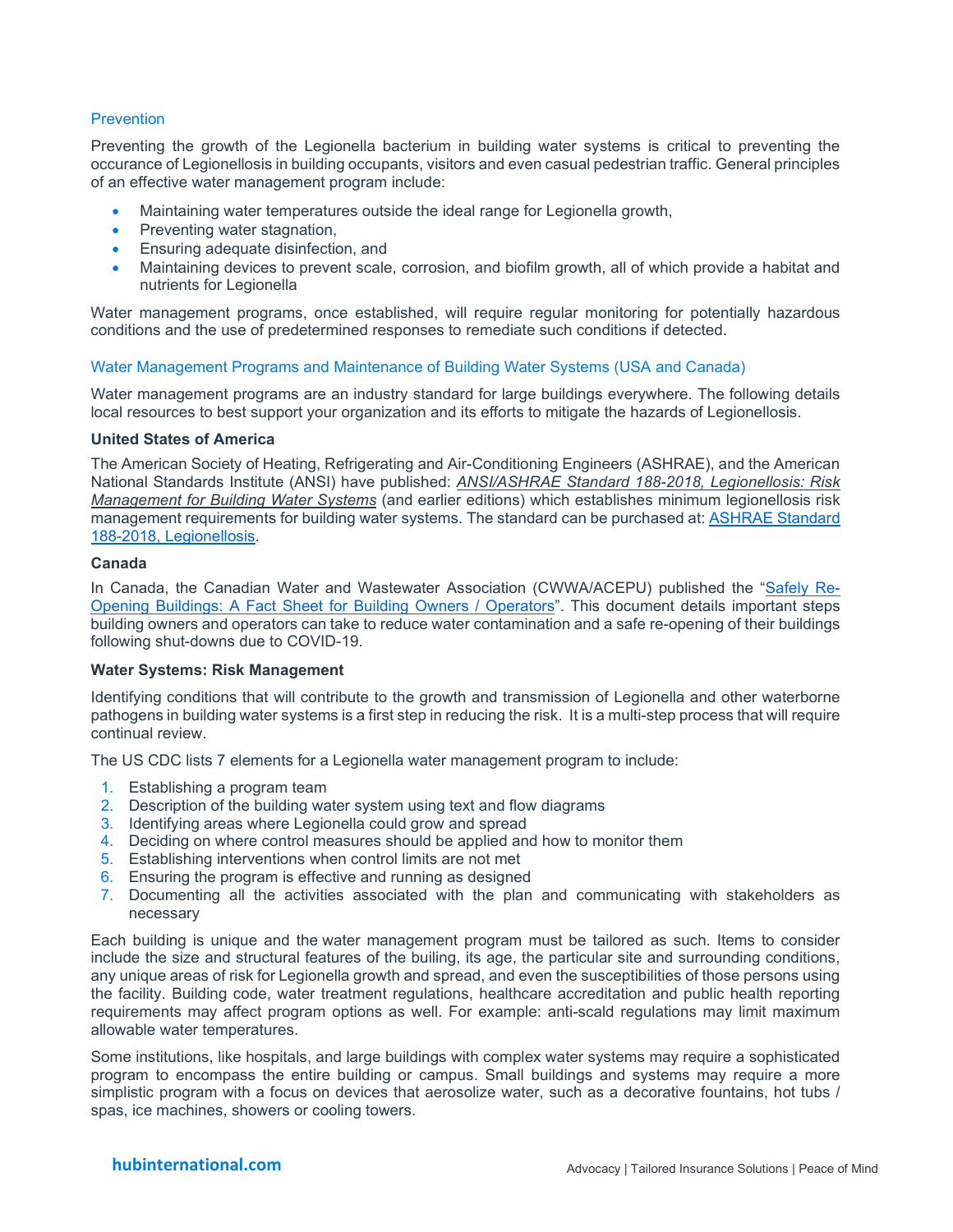## Prevention

Preventing the growth of the Legionella bacterium in building water systems is critical to preventing the occurance of Legionellosis in building occupants, visitors and even casual pedestrian traffic. General principles of an effective water management program include:

- Maintaining water temperatures outside the ideal range for Legionella growth,
- Preventing water stagnation,
- Ensuring adequate disinfection, and
- Maintaining devices to prevent scale, corrosion, and biofilm growth, all of which provide a habitat and nutrients for Legionella

Water management programs, once established, will require regular monitoring for potentially hazardous conditions and the use of predetermined responses to remediate such conditions if detected.

## Water Management Programs and Maintenance of Building Water Systems (USA and Canada)

Water management programs are an industry standard for large buildings everywhere. The following details local resources to best support your organization and its efforts to mitigate the hazards of Legionellosis.

### United States of America

The American Society of Heating, Refrigerating and Air-Conditioning Engineers (ASHRAE), and the American National Standards Institute (ANSI) have published: *ANSI/ASHRAE Standard 188-2018, Legionellosis: Risk Management for Building Water Systems* (and earlier editions) which establishes minimum legionellosis risk management requirements for building water systems. The standard can be purchased at: ASHRAE Standard 188-2018, Legionellosis.

### Canada

In Canada, the Canadian Water and Wastewater Association (CWWA/ACEPU) published the "Safely Re-Opening Buildings: A Fact Sheet for Building Owners / Operators". This document details important steps building owners and operators can take to reduce water contamination and a safe re-opening of their buildings following shut-downs due to COVID-19.

### Water Systems: Risk Management

Identifying conditions that will contribute to the growth and transmission of Legionella and other waterborne pathogens in building water systems is a first step in reducing the risk. It is a multi-step process that will require continual review.

The US CDC lists 7 elements for a Legionella water management program to include:

1. Establishing a program team
2. Description of the building water system using text and flow diagrams
3. Identifying areas where Legionella could grow and spread
4. Deciding on where control measures should be applied and how to monitor them
5. Establishing interventions when control limits are not met
6. Ensuring the program is effective and running as designed
7. Documenting all the activities associated with the plan and communicating with stakeholders as necessary

Each building is unique and the water management program must be tailored as such. Items to consider include the size and structural features of the builing, its age, the particular site and surrounding conditions, any unique areas of risk for Legionella growth and spread, and even the susceptibilities of those persons using the facility. Building code, water treatment regulations, healthcare accreditation and public health reporting requirements may affect program options as well. For example: anti-scald regulations may limit maximum allowable water temperatures.

Some institutions, like hospitals, and large buildings with complex water systems may require a sophisticated program to encompass the entire building or campus. Small buildings and systems may require a more simplistic program with a focus on devices that aerosolize water, such as a decorative fountains, hot tubs / spas, ice machines, showers or cooling towers.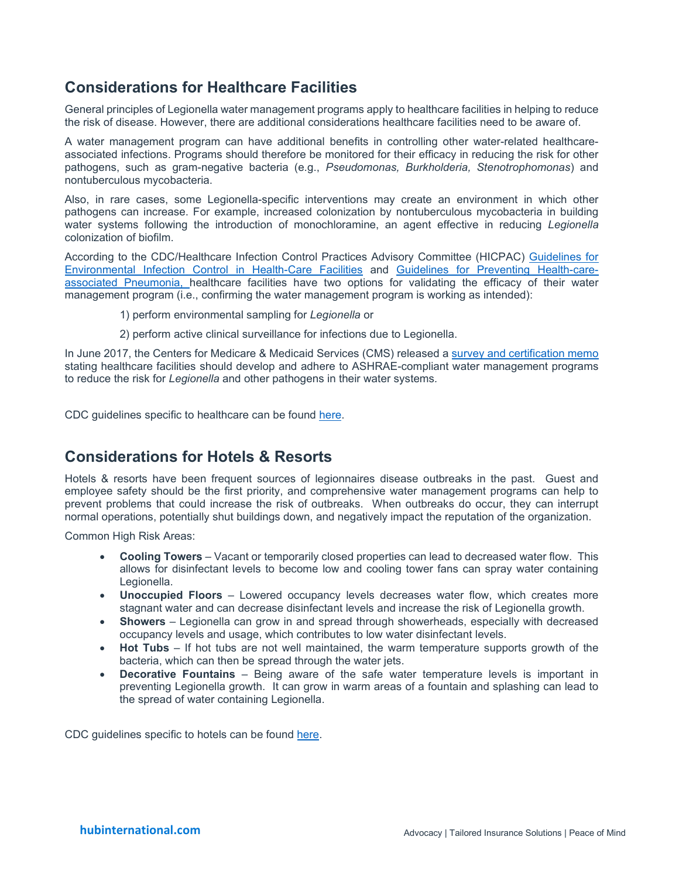## Considerations for Healthcare Facilities

General principles of Legionella water management programs apply to healthcare facilities in helping to reduce the risk of disease. However, there are additional considerations healthcare facilities need to be aware of.

A water management program can have additional benefits in controlling other water-related healthcare-associated infections. Programs should therefore be monitored for their efficacy in reducing the risk for other pathogens, such as gram-negative bacteria (e.g., *Pseudomonas, Burkholderia, Stenotrophomonas*) and nontuberculous mycobacteria.

Also, in rare cases, some Legionella-specific interventions may create an environment in which other pathogens can increase. For example, increased colonization by nontuberculous mycobacteria in building water systems following the introduction of monochloramine, an agent effective in reducing *Legionella* colonization of biofilm.

According to the CDC/Healthcare Infection Control Practices Advisory Committee (HICPAC) Guidelines for Environmental Infection Control in Health-Care Facilities and Guidelines for Preventing Health-care-associated Pneumonia, healthcare facilities have two options for validating the efficacy of their water management program (i.e., confirming the water management program is working as intended):

1) perform environmental sampling for *Legionella* or

2) perform active clinical surveillance for infections due to Legionella.

In June 2017, the Centers for Medicare & Medicaid Services (CMS) released a survey and certification memo stating healthcare facilities should develop and adhere to ASHRAE-compliant water management programs to reduce the risk for *Legionella* and other pathogens in their water systems.

CDC guidelines specific to healthcare can be found here.

## Considerations for Hotels & Resorts

Hotels & resorts have been frequent sources of legionnaires disease outbreaks in the past. Guest and employee safety should be the first priority, and comprehensive water management programs can help to prevent problems that could increase the risk of outbreaks. When outbreaks do occur, they can interrupt normal operations, potentially shut buildings down, and negatively impact the reputation of the organization.

Common High Risk Areas:

- **Cooling Towers** – Vacant or temporarily closed properties can lead to decreased water flow. This allows for disinfectant levels to become low and cooling tower fans can spray water containing Legionella.
- **Unoccupied Floors** – Lowered occupancy levels decreases water flow, which creates more stagnant water and can decrease disinfectant levels and increase the risk of Legionella growth.
- **Showers** – Legionella can grow in and spread through showerheads, especially with decreased occupancy levels and usage, which contributes to low water disinfectant levels.
- **Hot Tubs** – If hot tubs are not well maintained, the warm temperature supports growth of the bacteria, which can then be spread through the water jets.
- **Decorative Fountains** – Being aware of the safe water temperature levels is important in preventing Legionella growth. It can grow in warm areas of a fountain and splashing can lead to the spread of water containing Legionella.

CDC guidelines specific to hotels can be found here.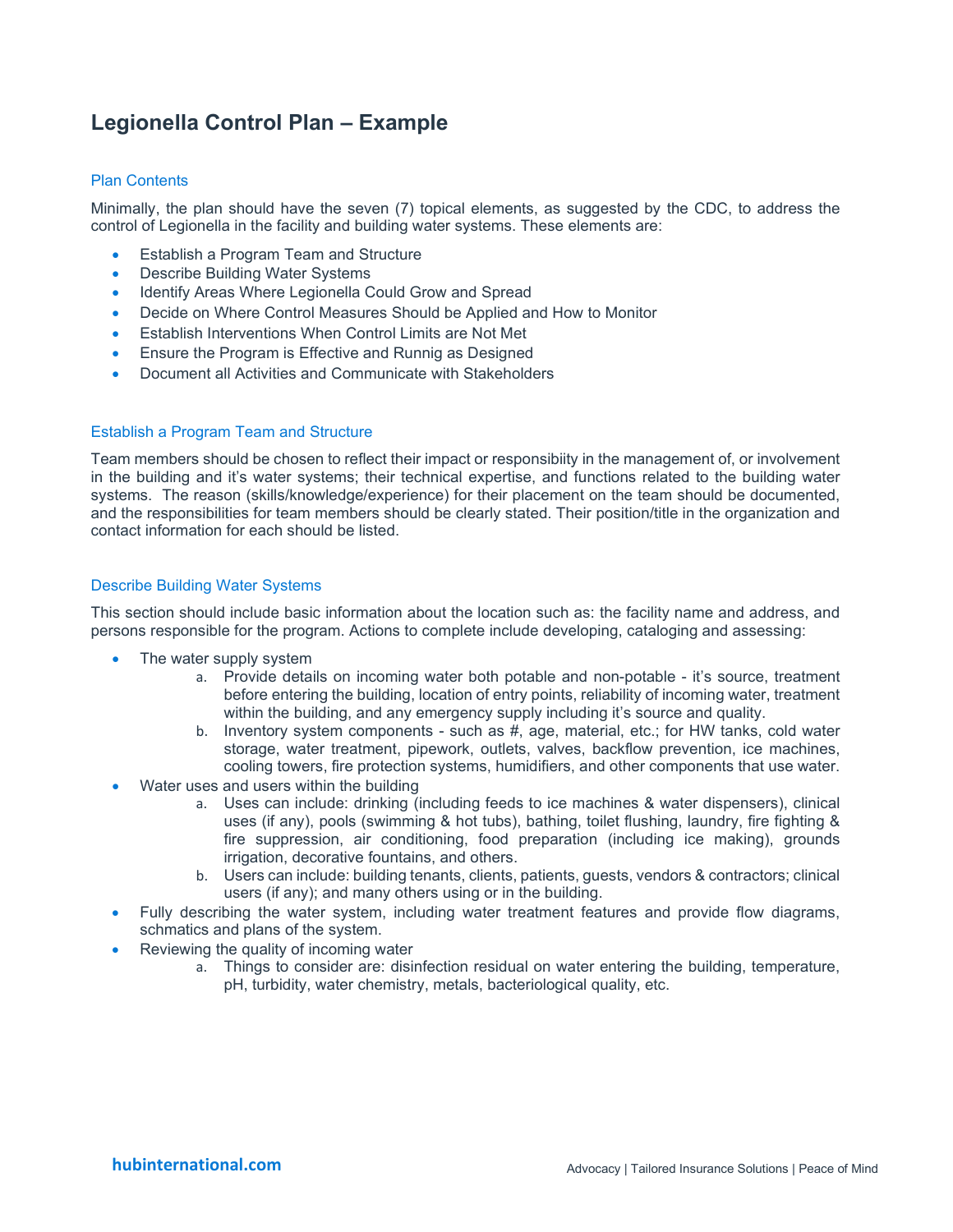# Legionella Control Plan – Example

## Plan Contents

Minimally, the plan should have the seven (7) topical elements, as suggested by the CDC, to address the control of Legionella in the facility and building water systems. These elements are:

- Establish a Program Team and Structure
- Describe Building Water Systems
- Identify Areas Where Legionella Could Grow and Spread
- Decide on Where Control Measures Should be Applied and How to Monitor
- Establish Interventions When Control Limits are Not Met
- Ensure the Program is Effective and Runnig as Designed
- Document all Activities and Communicate with Stakeholders

## Establish a Program Team and Structure

Team members should be chosen to reflect their impact or responsibiity in the management of, or involvement in the building and it's water systems; their technical expertise, and functions related to the building water systems. The reason (skills/knowledge/experience) for their placement on the team should be documented, and the responsibilities for team members should be clearly stated. Their position/title in the organization and contact information for each should be listed.

## Describe Building Water Systems

This section should include basic information about the location such as: the facility name and address, and persons responsible for the program. Actions to complete include developing, cataloging and assessing:

- The water supply system
  a. Provide details on incoming water both potable and non-potable - it's source, treatment before entering the building, location of entry points, reliability of incoming water, treatment within the building, and any emergency supply including it's source and quality.
  b. Inventory system components - such as #, age, material, etc.; for HW tanks, cold water storage, water treatment, pipework, outlets, valves, backflow prevention, ice machines, cooling towers, fire protection systems, humidifiers, and other components that use water.
- Water uses and users within the building
  a. Uses can include: drinking (including feeds to ice machines & water dispensers), clinical uses (if any), pools (swimming & hot tubs), bathing, toilet flushing, laundry, fire fighting & fire suppression, air conditioning, food preparation (including ice making), grounds irrigation, decorative fountains, and others.
  b. Users can include: building tenants, clients, patients, guests, vendors & contractors; clinical users (if any); and many others using or in the building.
- Fully describing the water system, including water treatment features and provide flow diagrams, schmatics and plans of the system.
- Reviewing the quality of incoming water
  a. Things to consider are: disinfection residual on water entering the building, temperature, pH, turbidity, water chemistry, metals, bacteriological quality, etc.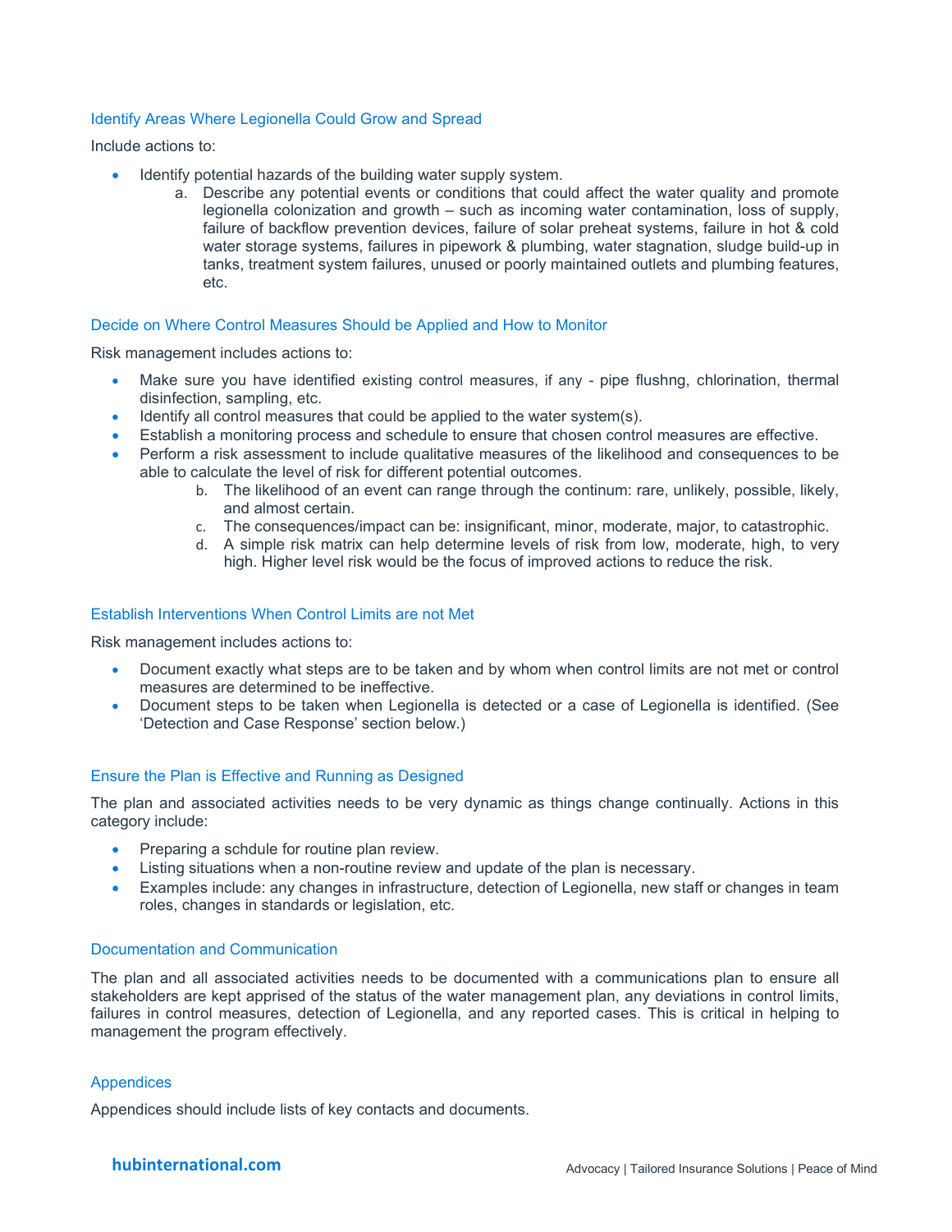### Identify Areas Where Legionella Could Grow and Spread

Include actions to:

- Identify potential hazards of the building water supply system.
    a. Describe any potential events or conditions that could affect the water quality and promote legionella colonization and growth – such as incoming water contamination, loss of supply, failure of backflow prevention devices, failure of solar preheat systems, failure in hot & cold water storage systems, failures in pipework & plumbing, water stagnation, sludge build-up in tanks, treatment system failures, unused or poorly maintained outlets and plumbing features, etc.

### Decide on Where Control Measures Should be Applied and How to Monitor

Risk management includes actions to:

- Make sure you have identified existing control measures, if any - pipe flushng, chlorination, thermal disinfection, sampling, etc.
- Identify all control measures that could be applied to the water system(s).
- Establish a monitoring process and schedule to ensure that chosen control measures are effective.
- Perform a risk assessment to include qualitative measures of the likelihood and consequences to be able to calculate the level of risk for different potential outcomes.
    b. The likelihood of an event can range through the continum: rare, unlikely, possible, likely, and almost certain.
    c. The consequences/impact can be: insignificant, minor, moderate, major, to catastrophic.
    d. A simple risk matrix can help determine levels of risk from low, moderate, high, to very high. Higher level risk would be the focus of improved actions to reduce the risk.

### Establish Interventions When Control Limits are not Met

Risk management includes actions to:

- Document exactly what steps are to be taken and by whom when control limits are not met or control measures are determined to be ineffective.
- Document steps to be taken when Legionella is detected or a case of Legionella is identified. (See 'Detection and Case Response' section below.)

### Ensure the Plan is Effective and Running as Designed

The plan and associated activities needs to be very dynamic as things change continually. Actions in this category include:

- Preparing a schdule for routine plan review.
- Listing situations when a non-routine review and update of the plan is necessary.
- Examples include: any changes in infrastructure, detection of Legionella, new staff or changes in team roles, changes in standards or legislation, etc.

### Documentation and Communication

The plan and all associated activities needs to be documented with a communications plan to ensure all stakeholders are kept apprised of the status of the water management plan, any deviations in control limits, failures in control measures, detection of Legionella, and any reported cases. This is critical in helping to management the program effectively.

### Appendices

Appendices should include lists of key contacts and documents.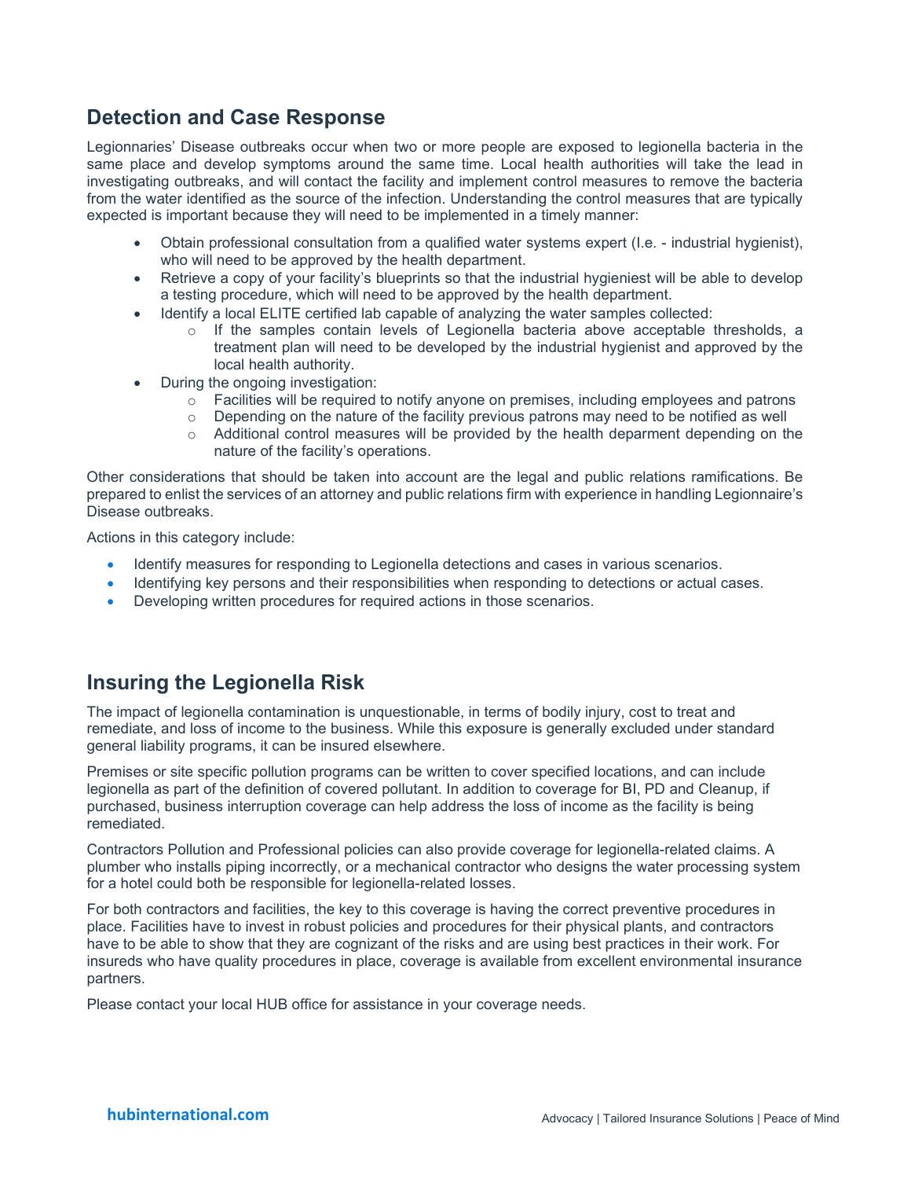## Detection and Case Response

Legionnaries' Disease outbreaks occur when two or more people are exposed to legionella bacteria in the same place and develop symptoms around the same time. Local health authorities will take the lead in investigating outbreaks, and will contact the facility and implement control measures to remove the bacteria from the water identified as the source of the infection. Understanding the control measures that are typically expected is important because they will need to be implemented in a timely manner:

- Obtain professional consultation from a qualified water systems expert (I.e. - industrial hygienist), who will need to be approved by the health department.
- Retrieve a copy of your facility's blueprints so that the industrial hygieniest will be able to develop a testing procedure, which will need to be approved by the health department.
- Identify a local ELITE certified lab capable of analyzing the water samples collected:
  - If the samples contain levels of Legionella bacteria above acceptable thresholds, a treatment plan will need to be developed by the industrial hygienist and approved by the local health authority.
- During the ongoing investigation:
  - Facilities will be required to notify anyone on premises, including employees and patrons
  - Depending on the nature of the facility previous patrons may need to be notified as well
  - Additional control measures will be provided by the health deparment depending on the nature of the facility's operations.

Other considerations that should be taken into account are the legal and public relations ramifications. Be prepared to enlist the services of an attorney and public relations firm with experience in handling Legionnaire's Disease outbreaks.

Actions in this category include:

- Identify measures for responding to Legionella detections and cases in various scenarios.
- Identifying key persons and their responsibilities when responding to detections or actual cases.
- Developing written procedures for required actions in those scenarios.

## Insuring the Legionella Risk

The impact of legionella contamination is unquestionable, in terms of bodily injury, cost to treat and remediate, and loss of income to the business. While this exposure is generally excluded under standard general liability programs, it can be insured elsewhere.

Premises or site specific pollution programs can be written to cover specified locations, and can include legionella as part of the definition of covered pollutant. In addition to coverage for BI, PD and Cleanup, if purchased, business interruption coverage can help address the loss of income as the facility is being remediated.

Contractors Pollution and Professional policies can also provide coverage for legionella-related claims. A plumber who installs piping incorrectly, or a mechanical contractor who designs the water processing system for a hotel could both be responsible for legionella-related losses.

For both contractors and facilities, the key to this coverage is having the correct preventive procedures in place. Facilities have to invest in robust policies and procedures for their physical plants, and contractors have to be able to show that they are cognizant of the risks and are using best practices in their work. For insureds who have quality procedures in place, coverage is available from excellent environmental insurance partners.

Please contact your local HUB office for assistance in your coverage needs.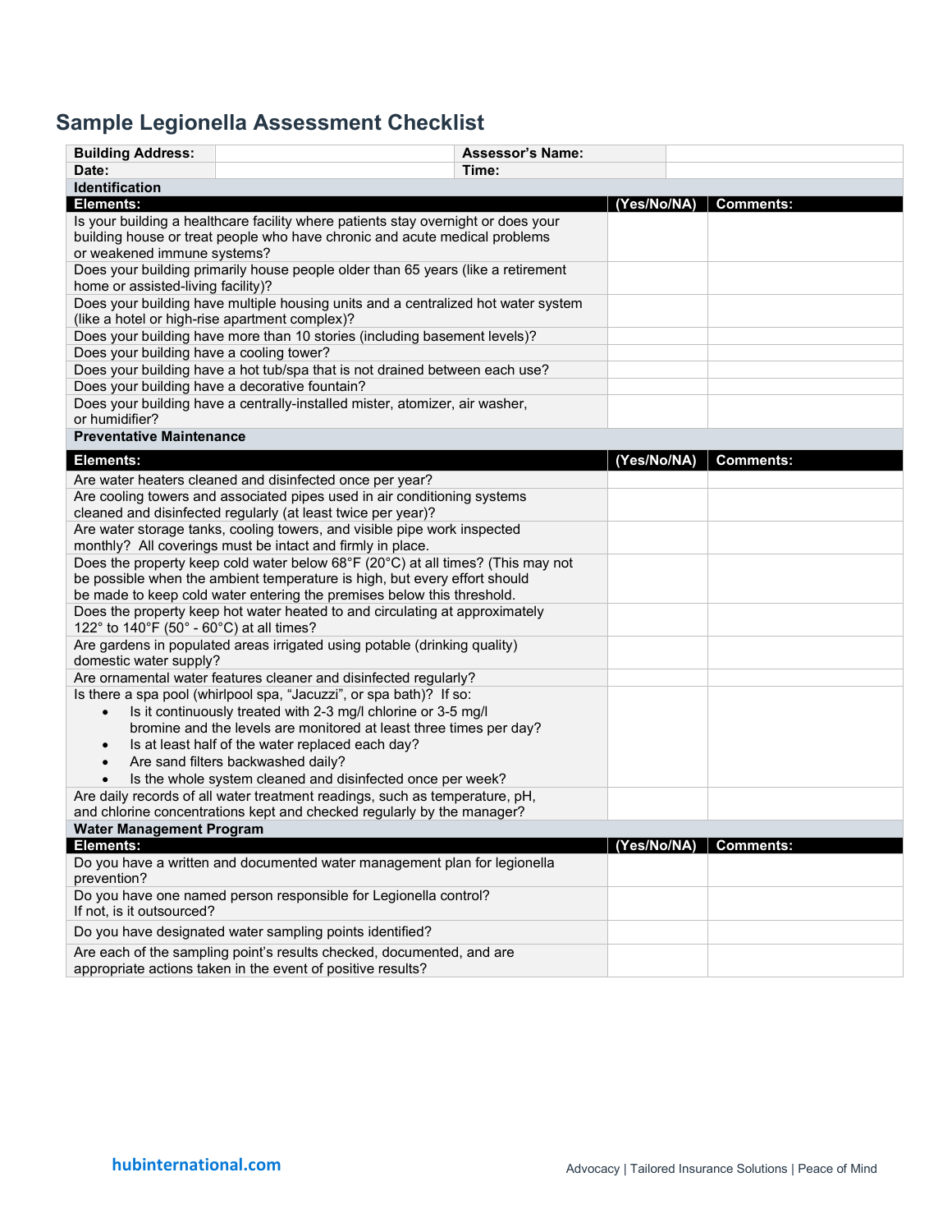## Sample Legionella Assessment Checklist

| Building Address: | | Assessor's Name: | |
|---|---|---|---|
| Date: | | Time: | |

**Identification**

| Elements: | (Yes/No/NA) | Comments: |
|---|---|---|
| Is your building a healthcare facility where patients stay overnight or does your building house or treat people who have chronic and acute medical problems or weakened immune systems? | | |
| Does your building primarily house people older than 65 years (like a retirement home or assisted-living facility)? | | |
| Does your building have multiple housing units and a centralized hot water system (like a hotel or high-rise apartment complex)? | | |
| Does your building have more than 10 stories (including basement levels)? | | |
| Does your building have a cooling tower? | | |
| Does your building have a hot tub/spa that is not drained between each use? | | |
| Does your building have a decorative fountain? | | |
| Does your building have a centrally-installed mister, atomizer, air washer, or humidifier? | | |

**Preventative Maintenance**

| Elements: | (Yes/No/NA) | Comments: |
|---|---|---|
| Are water heaters cleaned and disinfected once per year? | | |
| Are cooling towers and associated pipes used in air conditioning systems cleaned and disinfected regularly (at least twice per year)? | | |
| Are water storage tanks, cooling towers, and visible pipe work inspected monthly? All coverings must be intact and firmly in place. | | |
| Does the property keep cold water below 68°F (20°C) at all times? (This may not be possible when the ambient temperature is high, but every effort should be made to keep cold water entering the premises below this threshold. | | |
| Does the property keep hot water heated to and circulating at approximately 122° to 140°F (50° - 60°C) at all times? | | |
| Are gardens in populated areas irrigated using potable (drinking quality) domestic water supply? | | |
| Are ornamental water features cleaner and disinfected regularly? | | |
| Is there a spa pool (whirlpool spa, "Jacuzzi", or spa bath)? If so:<br>• Is it continuously treated with 2-3 mg/l chlorine or 3-5 mg/l bromine and the levels are monitored at least three times per day?<br>• Is at least half of the water replaced each day?<br>• Are sand filters backwashed daily?<br>• Is the whole system cleaned and disinfected once per week? | | |
| Are daily records of all water treatment readings, such as temperature, pH, and chlorine concentrations kept and checked regularly by the manager? | | |

**Water Management Program**

| Elements: | (Yes/No/NA) | Comments: |
|---|---|---|
| Do you have a written and documented water management plan for legionella prevention? | | |
| Do you have one named person responsible for Legionella control? If not, is it outsourced? | | |
| Do you have designated water sampling points identified? | | |
| Are each of the sampling point's results checked, documented, and are appropriate actions taken in the event of positive results? | | |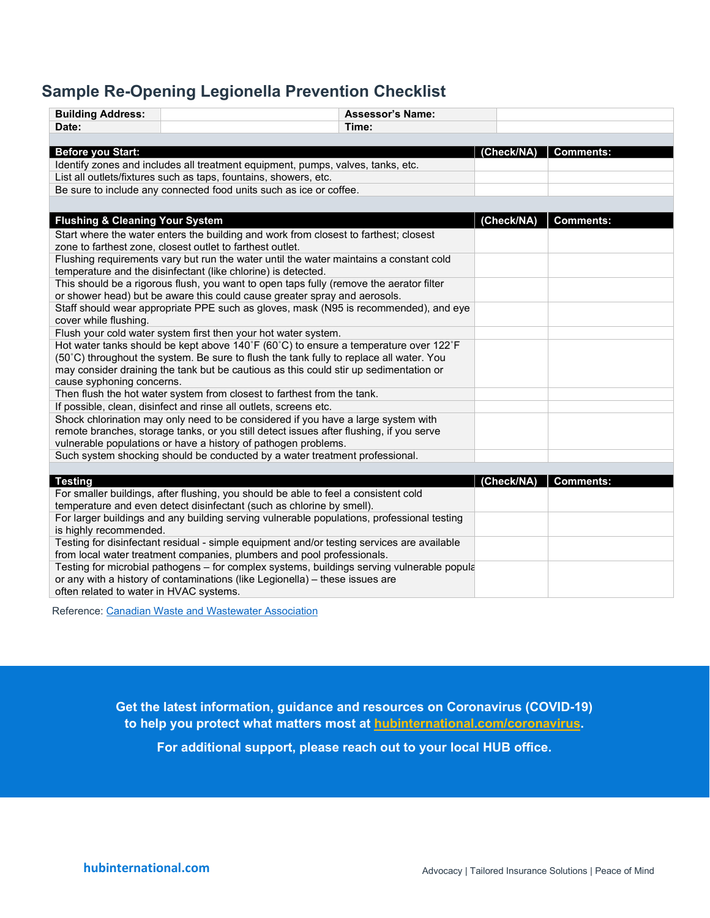## Sample Re-Opening Legionella Prevention Checklist

| | | | |
|---|---|---|---|
| **Building Address:** | | **Assessor's Name:** | |
| **Date:** | | **Time:** | |

| **Before you Start:** | **(Check/NA)** | **Comments:** |
|---|---|---|
| Identify zones and includes all treatment equipment, pumps, valves, tanks, etc. | | |
| List all outlets/fixtures such as taps, fountains, showers, etc. | | |
| Be sure to include any connected food units such as ice or coffee. | | |

| **Flushing & Cleaning Your System** | **(Check/NA)** | **Comments:** |
|---|---|---|
| Start where the water enters the building and work from closest to farthest; closest zone to farthest zone, closest outlet to farthest outlet. | | |
| Flushing requirements vary but run the water until the water maintains a constant cold temperature and the disinfectant (like chlorine) is detected. | | |
| This should be a rigorous flush, you want to open taps fully (remove the aerator filter or shower head) but be aware this could cause greater spray and aerosols. | | |
| Staff should wear appropriate PPE such as gloves, mask (N95 is recommended), and eye cover while flushing. | | |
| Flush your cold water system first then your hot water system. | | |
| Hot water tanks should be kept above 140˚F (60˚C) to ensure a temperature over 122˚F (50˚C) throughout the system. Be sure to flush the tank fully to replace all water. You may consider draining the tank but be cautious as this could stir up sedimentation or cause syphoning concerns. | | |
| Then flush the hot water system from closest to farthest from the tank. | | |
| If possible, clean, disinfect and rinse all outlets, screens etc. | | |
| Shock chlorination may only need to be considered if you have a large system with remote branches, storage tanks, or you still detect issues after flushing, if you serve vulnerable populations or have a history of pathogen problems. | | |
| Such system shocking should be conducted by a water treatment professional. | | |

| **Testing** | **(Check/NA)** | **Comments:** |
|---|---|---|
| For smaller buildings, after flushing, you should be able to feel a consistent cold temperature and even detect disinfectant (such as chlorine by smell). | | |
| For larger buildings and any building serving vulnerable populations, professional testing is highly recommended. | | |
| Testing for disinfectant residual - simple equipment and/or testing services are available from local water treatment companies, plumbers and pool professionals. | | |
| Testing for microbial pathogens – for complex systems, buildings serving vulnerable popula or any with a history of contaminations (like Legionella) – these issues are often related to water in HVAC systems. | | |

Reference: [Canadian Waste and Wastewater Association]

**Get the latest information, guidance and resources on Coronavirus (COVID-19) to help you protect what matters most at hubinternational.com/coronavirus.**

**For additional support, please reach out to your local HUB office.**

hubinternational.com

Advocacy | Tailored Insurance Solutions | Peace of Mind